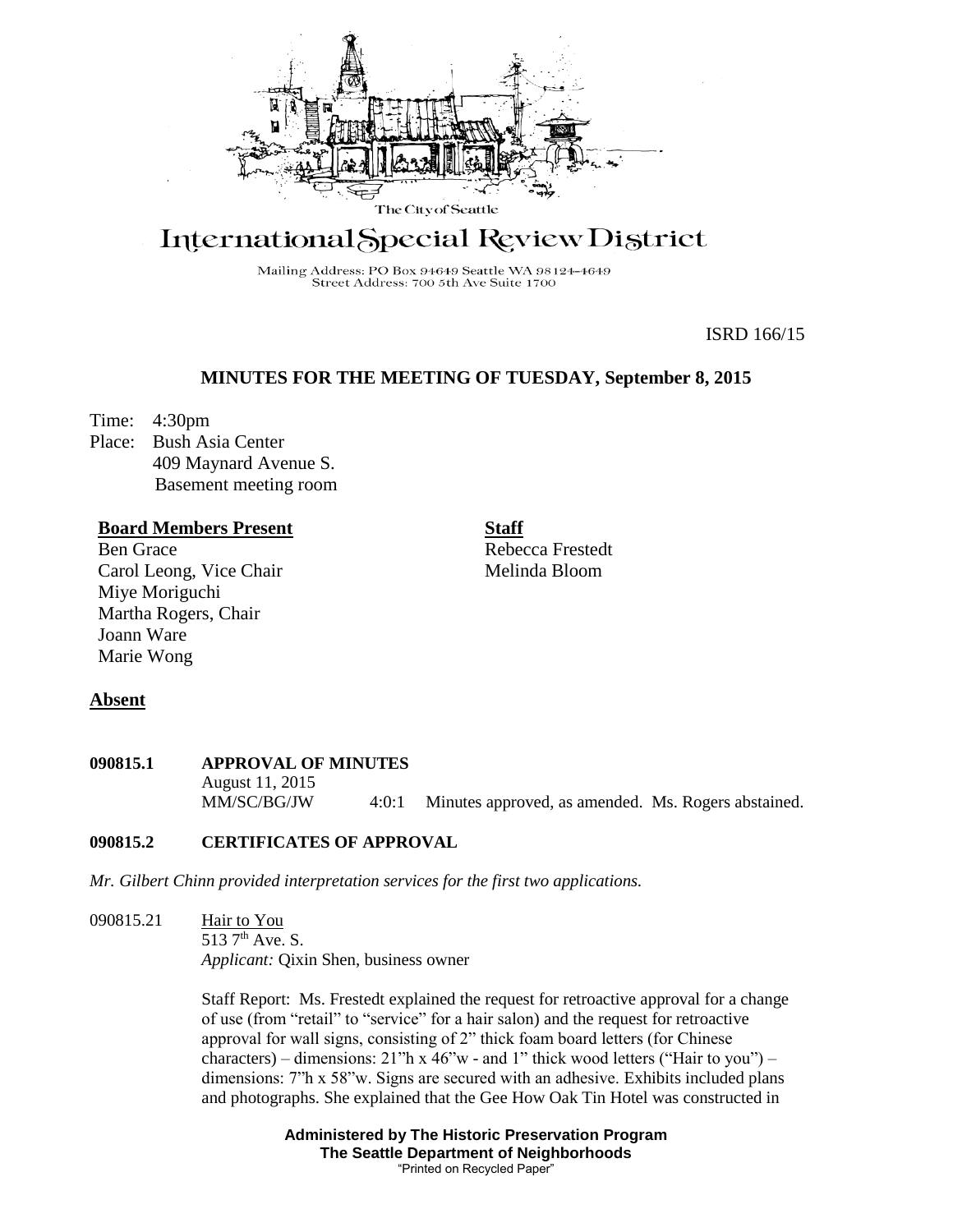The City of Seattle

# International Special Review District

Mailing Address: PO Box 94649 Seattle WA 98124-4649
Street Address: 700 5th Ave Suite 1700

ISRD 166/15

## MINUTES FOR THE MEETING OF TUESDAY, September 8, 2015

Time: 4:30pm
Place: Bush Asia Center
409 Maynard Avenue S.
Basement meeting room

**Board Members Present**
Ben Grace
Carol Leong, Vice Chair
Miye Moriguchi
Martha Rogers, Chair
Joann Ware
Marie Wong

**Staff**
Rebecca Frestedt
Melinda Bloom

**Absent**

**090815.1 APPROVAL OF MINUTES**
August 11, 2015
MM/SC/BG/JW 4:0:1 Minutes approved, as amended. Ms. Rogers abstained.

**090815.2 CERTIFICATES OF APPROVAL**

*Mr. Gilbert Chinn provided interpretation services for the first two applications.*

090815.21 Hair to You
513 7th Ave. S.
*Applicant:* Qixin Shen, business owner

Staff Report: Ms. Frestedt explained the request for retroactive approval for a change of use (from "retail" to "service" for a hair salon) and the request for retroactive approval for wall signs, consisting of 2" thick foam board letters (for Chinese characters) – dimensions: 21"h x 46"w - and 1" thick wood letters ("Hair to you") – dimensions: 7"h x 58"w. Signs are secured with an adhesive. Exhibits included plans and photographs. She explained that the Gee How Oak Tin Hotel was constructed in

**Administered by The Historic Preservation Program**
**The Seattle Department of Neighborhoods**
"Printed on Recycled Paper"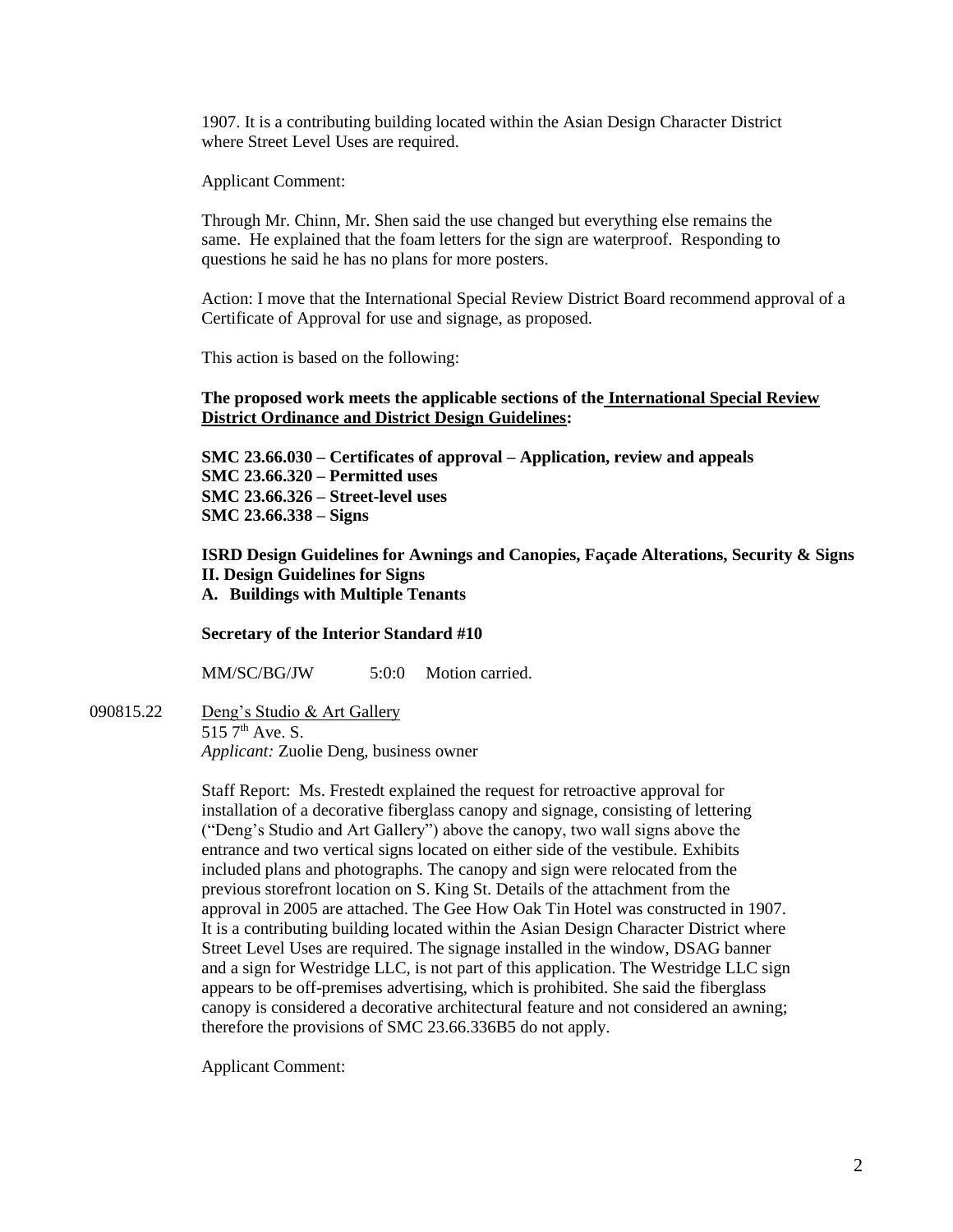1907. It is a contributing building located within the Asian Design Character District where Street Level Uses are required.

Applicant Comment:

Through Mr. Chinn, Mr. Shen said the use changed but everything else remains the same. He explained that the foam letters for the sign are waterproof. Responding to questions he said he has no plans for more posters.

Action: I move that the International Special Review District Board recommend approval of a Certificate of Approval for use and signage, as proposed.

This action is based on the following:

**The proposed work meets the applicable sections of the International Special Review District Ordinance and District Design Guidelines:**

**SMC 23.66.030 – Certificates of approval – Application, review and appeals**
**SMC 23.66.320 – Permitted uses**
**SMC 23.66.326 – Street-level uses**
**SMC 23.66.338 – Signs**

**ISRD Design Guidelines for Awnings and Canopies, Façade Alterations, Security & Signs**
**II. Design Guidelines for Signs**
**A. Buildings with Multiple Tenants**

**Secretary of the Interior Standard #10**

MM/SC/BG/JW 5:0:0 Motion carried.

090815.22 Deng's Studio & Art Gallery
515 7th Ave. S.
*Applicant:* Zuolie Deng, business owner

Staff Report: Ms. Frestedt explained the request for retroactive approval for installation of a decorative fiberglass canopy and signage, consisting of lettering ("Deng's Studio and Art Gallery") above the canopy, two wall signs above the entrance and two vertical signs located on either side of the vestibule. Exhibits included plans and photographs. The canopy and sign were relocated from the previous storefront location on S. King St. Details of the attachment from the approval in 2005 are attached. The Gee How Oak Tin Hotel was constructed in 1907. It is a contributing building located within the Asian Design Character District where Street Level Uses are required. The signage installed in the window, DSAG banner and a sign for Westridge LLC, is not part of this application. The Westridge LLC sign appears to be off-premises advertising, which is prohibited. She said the fiberglass canopy is considered a decorative architectural feature and not considered an awning; therefore the provisions of SMC 23.66.336B5 do not apply.

Applicant Comment: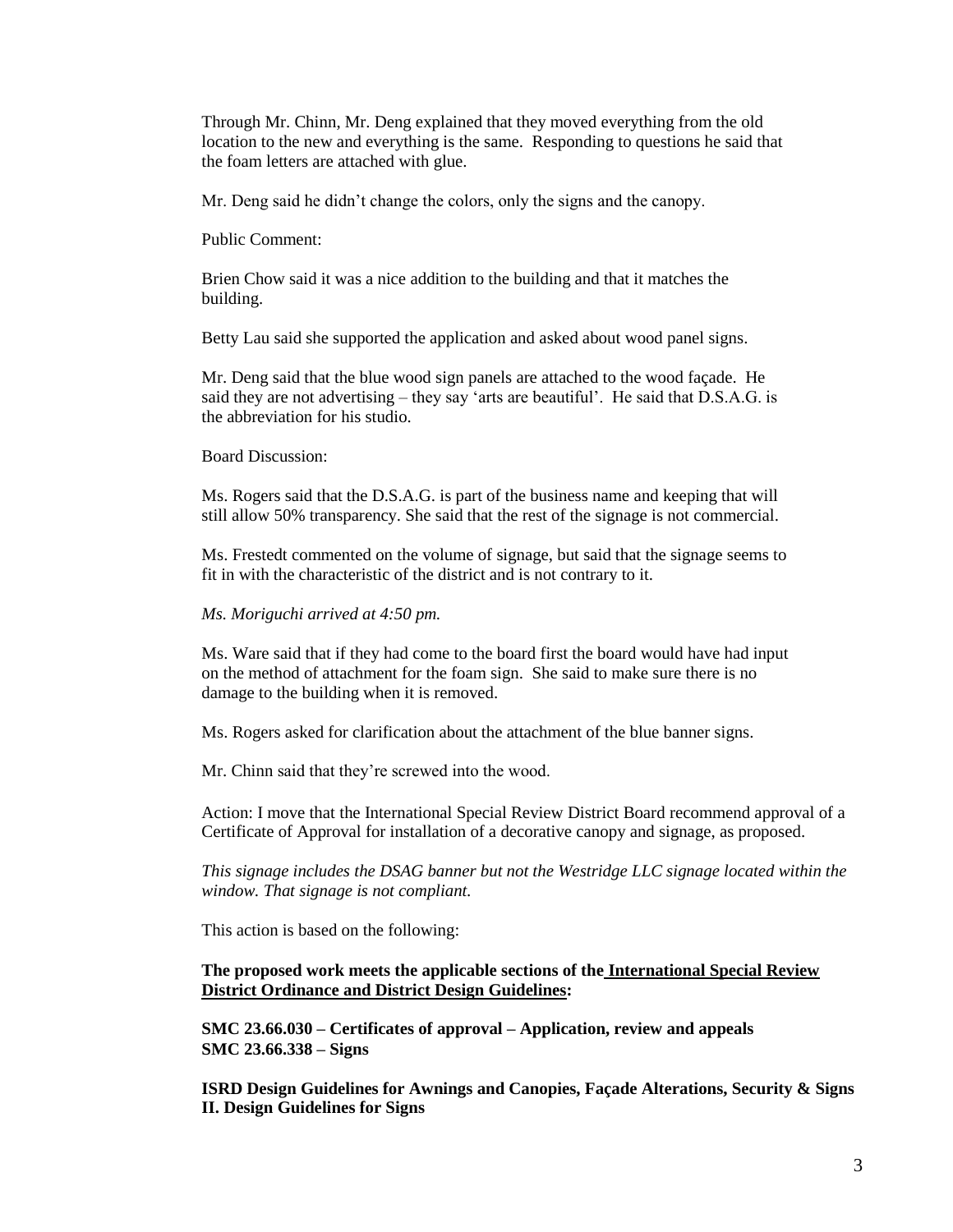Through Mr. Chinn, Mr. Deng explained that they moved everything from the old location to the new and everything is the same. Responding to questions he said that the foam letters are attached with glue.

Mr. Deng said he didn't change the colors, only the signs and the canopy.

Public Comment:

Brien Chow said it was a nice addition to the building and that it matches the building.

Betty Lau said she supported the application and asked about wood panel signs.

Mr. Deng said that the blue wood sign panels are attached to the wood façade. He said they are not advertising – they say 'arts are beautiful'. He said that D.S.A.G. is the abbreviation for his studio.

Board Discussion:

Ms. Rogers said that the D.S.A.G. is part of the business name and keeping that will still allow 50% transparency. She said that the rest of the signage is not commercial.

Ms. Frestedt commented on the volume of signage, but said that the signage seems to fit in with the characteristic of the district and is not contrary to it.

*Ms. Moriguchi arrived at 4:50 pm.*

Ms. Ware said that if they had come to the board first the board would have had input on the method of attachment for the foam sign. She said to make sure there is no damage to the building when it is removed.

Ms. Rogers asked for clarification about the attachment of the blue banner signs.

Mr. Chinn said that they're screwed into the wood.

Action: I move that the International Special Review District Board recommend approval of a Certificate of Approval for installation of a decorative canopy and signage, as proposed.

*This signage includes the DSAG banner but not the Westridge LLC signage located within the window. That signage is not compliant.*

This action is based on the following:

**The proposed work meets the applicable sections of the <u>International Special Review District Ordinance and District Design Guidelines</u>:**

**SMC 23.66.030 – Certificates of approval – Application, review and appeals**
**SMC 23.66.338 – Signs**

**ISRD Design Guidelines for Awnings and Canopies, Façade Alterations, Security & Signs**
**II. Design Guidelines for Signs**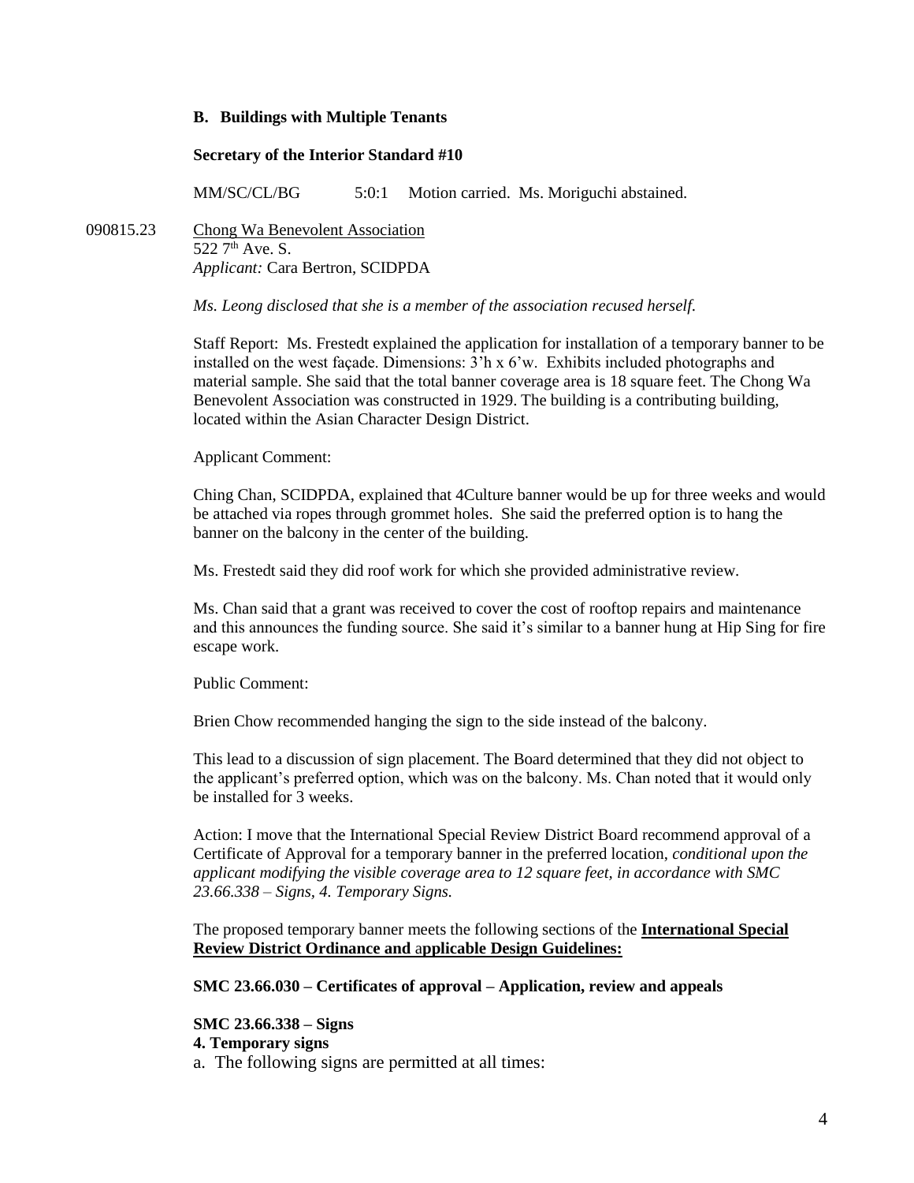**B. Buildings with Multiple Tenants**

**Secretary of the Interior Standard #10**

MM/SC/CL/BG 5:0:1 Motion carried. Ms. Moriguchi abstained.

090815.23 Chong Wa Benevolent Association
522 7th Ave. S.
*Applicant:* Cara Bertron, SCIDPDA

*Ms. Leong disclosed that she is a member of the association recused herself.*

Staff Report: Ms. Frestedt explained the application for installation of a temporary banner to be installed on the west façade. Dimensions: 3'h x 6'w. Exhibits included photographs and material sample. She said that the total banner coverage area is 18 square feet. The Chong Wa Benevolent Association was constructed in 1929. The building is a contributing building, located within the Asian Character Design District.

Applicant Comment:

Ching Chan, SCIDPDA, explained that 4Culture banner would be up for three weeks and would be attached via ropes through grommet holes. She said the preferred option is to hang the banner on the balcony in the center of the building.

Ms. Frestedt said they did roof work for which she provided administrative review.

Ms. Chan said that a grant was received to cover the cost of rooftop repairs and maintenance and this announces the funding source. She said it's similar to a banner hung at Hip Sing for fire escape work.

Public Comment:

Brien Chow recommended hanging the sign to the side instead of the balcony.

This lead to a discussion of sign placement. The Board determined that they did not object to the applicant's preferred option, which was on the balcony. Ms. Chan noted that it would only be installed for 3 weeks.

Action: I move that the International Special Review District Board recommend approval of a Certificate of Approval for a temporary banner in the preferred location, *conditional upon the applicant modifying the visible coverage area to 12 square feet, in accordance with SMC 23.66.338 – Signs, 4. Temporary Signs.*

The proposed temporary banner meets the following sections of the **International Special Review District Ordinance and applicable Design Guidelines:**

**SMC 23.66.030 – Certificates of approval – Application, review and appeals**

**SMC 23.66.338 – Signs**
**4. Temporary signs**
a. The following signs are permitted at all times: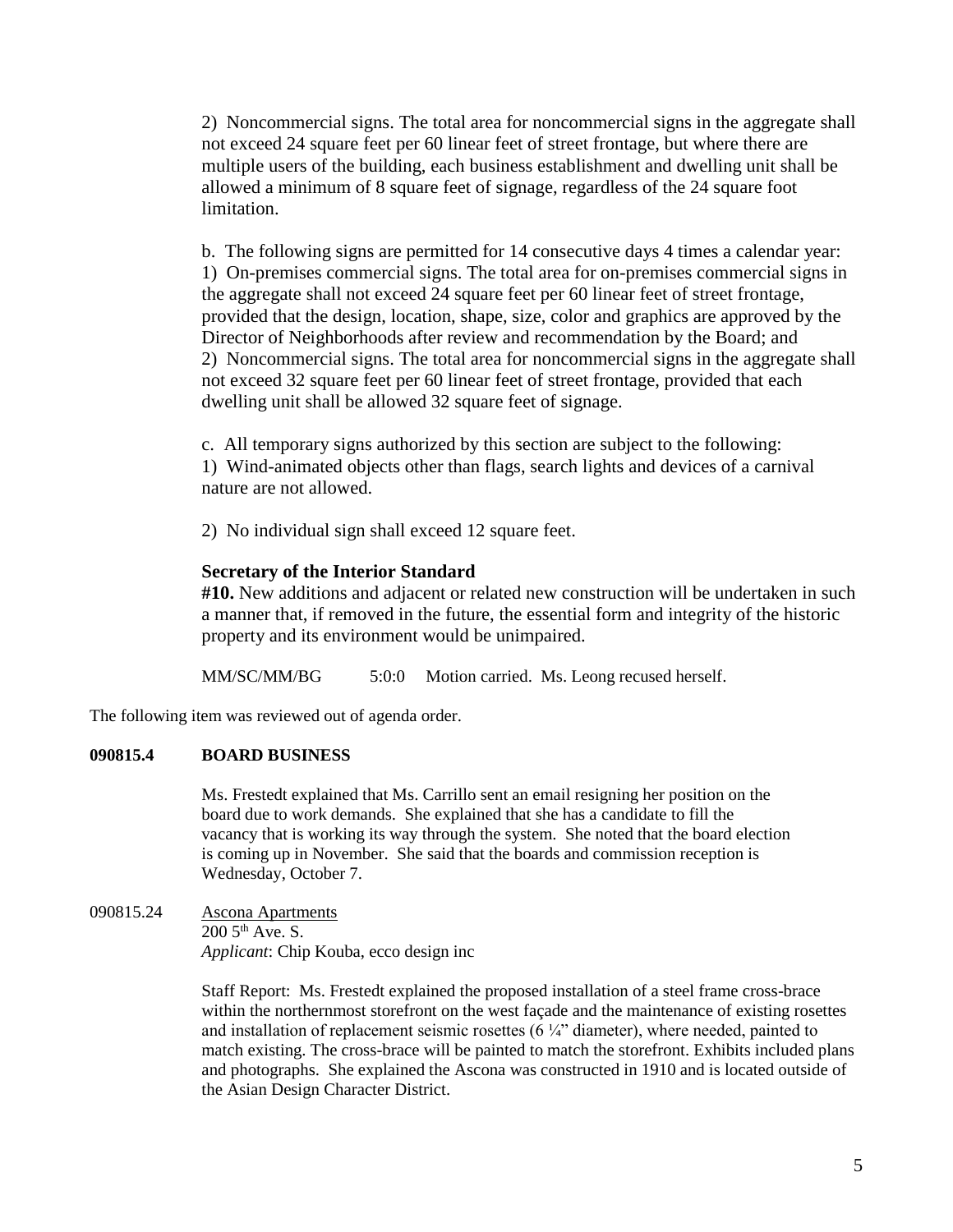2) Noncommercial signs. The total area for noncommercial signs in the aggregate shall not exceed 24 square feet per 60 linear feet of street frontage, but where there are multiple users of the building, each business establishment and dwelling unit shall be allowed a minimum of 8 square feet of signage, regardless of the 24 square foot limitation.

b. The following signs are permitted for 14 consecutive days 4 times a calendar year:
1) On-premises commercial signs. The total area for on-premises commercial signs in the aggregate shall not exceed 24 square feet per 60 linear feet of street frontage, provided that the design, location, shape, size, color and graphics are approved by the Director of Neighborhoods after review and recommendation by the Board; and
2) Noncommercial signs. The total area for noncommercial signs in the aggregate shall not exceed 32 square feet per 60 linear feet of street frontage, provided that each dwelling unit shall be allowed 32 square feet of signage.

c. All temporary signs authorized by this section are subject to the following:
1) Wind-animated objects other than flags, search lights and devices of a carnival nature are not allowed.

2) No individual sign shall exceed 12 square feet.

**Secretary of the Interior Standard**
**#10.** New additions and adjacent or related new construction will be undertaken in such a manner that, if removed in the future, the essential form and integrity of the historic property and its environment would be unimpaired.

MM/SC/MM/BG 5:0:0 Motion carried. Ms. Leong recused herself.

The following item was reviewed out of agenda order.

**090815.4 BOARD BUSINESS**

Ms. Frestedt explained that Ms. Carrillo sent an email resigning her position on the board due to work demands. She explained that she has a candidate to fill the vacancy that is working its way through the system. She noted that the board election is coming up in November. She said that the boards and commission reception is Wednesday, October 7.

090815.24 Ascona Apartments
200 5th Ave. S.
*Applicant*: Chip Kouba, ecco design inc

Staff Report: Ms. Frestedt explained the proposed installation of a steel frame cross-brace within the northernmost storefront on the west façade and the maintenance of existing rosettes and installation of replacement seismic rosettes (6 ¼" diameter), where needed, painted to match existing. The cross-brace will be painted to match the storefront. Exhibits included plans and photographs. She explained the Ascona was constructed in 1910 and is located outside of the Asian Design Character District.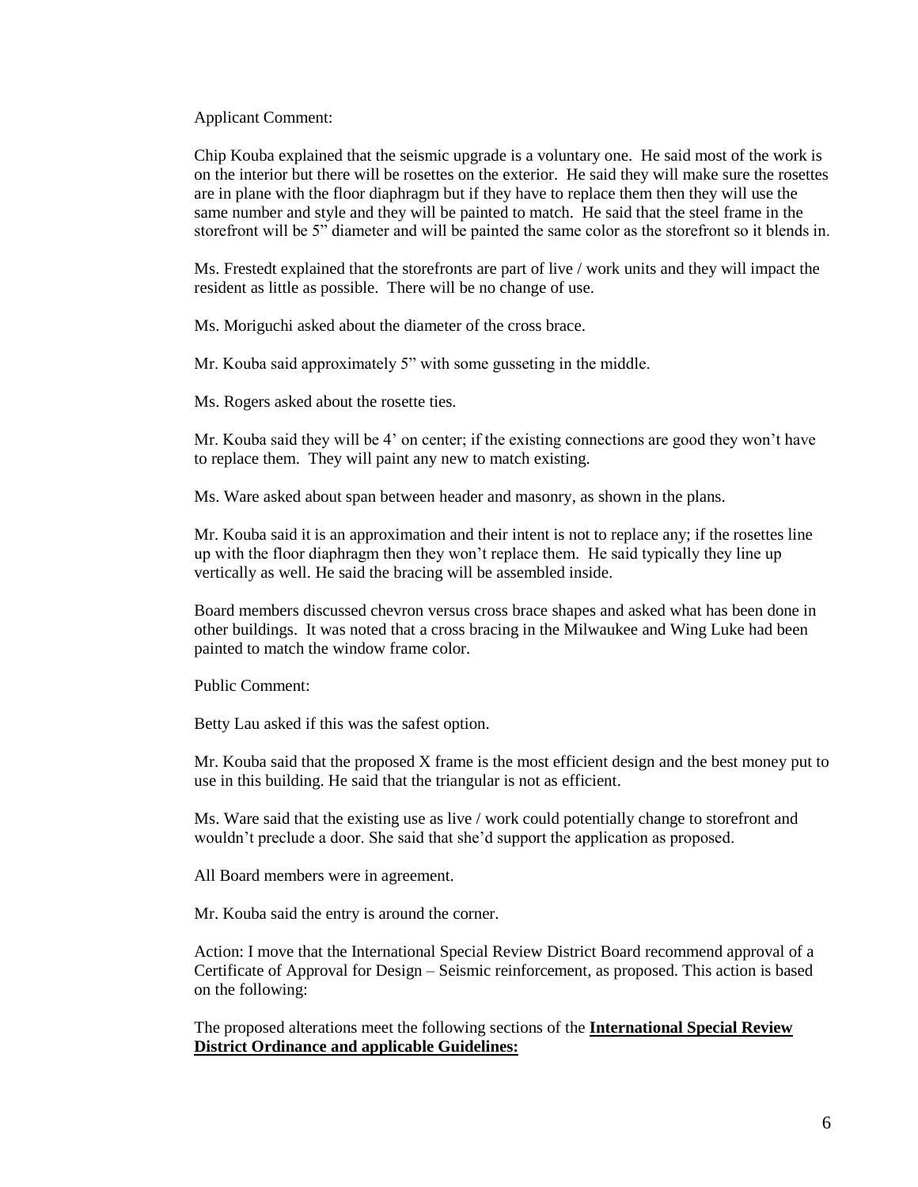Applicant Comment:

Chip Kouba explained that the seismic upgrade is a voluntary one. He said most of the work is on the interior but there will be rosettes on the exterior. He said they will make sure the rosettes are in plane with the floor diaphragm but if they have to replace them then they will use the same number and style and they will be painted to match. He said that the steel frame in the storefront will be 5" diameter and will be painted the same color as the storefront so it blends in.

Ms. Frestedt explained that the storefronts are part of live / work units and they will impact the resident as little as possible. There will be no change of use.

Ms. Moriguchi asked about the diameter of the cross brace.

Mr. Kouba said approximately 5" with some gusseting in the middle.

Ms. Rogers asked about the rosette ties.

Mr. Kouba said they will be 4' on center; if the existing connections are good they won't have to replace them. They will paint any new to match existing.

Ms. Ware asked about span between header and masonry, as shown in the plans.

Mr. Kouba said it is an approximation and their intent is not to replace any; if the rosettes line up with the floor diaphragm then they won't replace them. He said typically they line up vertically as well. He said the bracing will be assembled inside.

Board members discussed chevron versus cross brace shapes and asked what has been done in other buildings. It was noted that a cross bracing in the Milwaukee and Wing Luke had been painted to match the window frame color.

Public Comment:

Betty Lau asked if this was the safest option.

Mr. Kouba said that the proposed X frame is the most efficient design and the best money put to use in this building. He said that the triangular is not as efficient.

Ms. Ware said that the existing use as live / work could potentially change to storefront and wouldn't preclude a door. She said that she'd support the application as proposed.

All Board members were in agreement.

Mr. Kouba said the entry is around the corner.

Action: I move that the International Special Review District Board recommend approval of a Certificate of Approval for Design – Seismic reinforcement, as proposed. This action is based on the following:

The proposed alterations meet the following sections of the **International Special Review District Ordinance and applicable Guidelines:**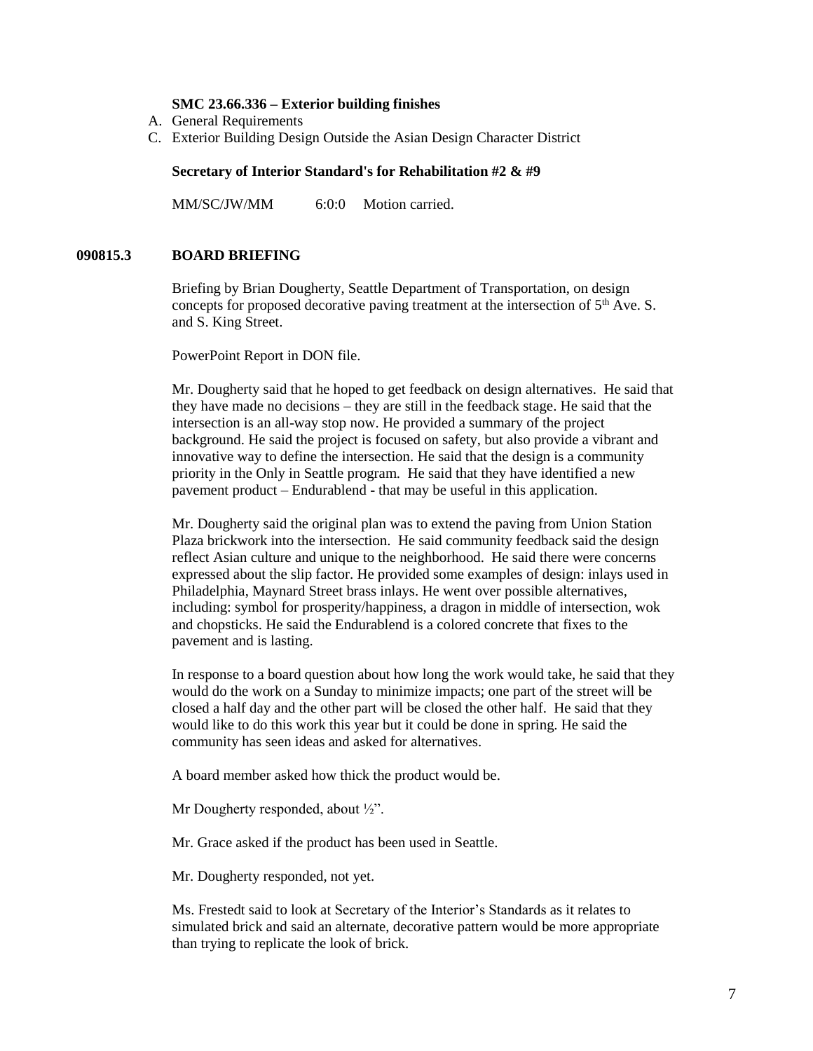**SMC 23.66.336 – Exterior building finishes**

A. General Requirements
C. Exterior Building Design Outside the Asian Design Character District

**Secretary of Interior Standard's for Rehabilitation #2 & #9**

MM/SC/JW/MM 6:0:0 Motion carried.

**090815.3 BOARD BRIEFING**

Briefing by Brian Dougherty, Seattle Department of Transportation, on design concepts for proposed decorative paving treatment at the intersection of 5th Ave. S. and S. King Street.

PowerPoint Report in DON file.

Mr. Dougherty said that he hoped to get feedback on design alternatives. He said that they have made no decisions – they are still in the feedback stage. He said that the intersection is an all-way stop now. He provided a summary of the project background. He said the project is focused on safety, but also provide a vibrant and innovative way to define the intersection. He said that the design is a community priority in the Only in Seattle program. He said that they have identified a new pavement product – Endurablend - that may be useful in this application.

Mr. Dougherty said the original plan was to extend the paving from Union Station Plaza brickwork into the intersection. He said community feedback said the design reflect Asian culture and unique to the neighborhood. He said there were concerns expressed about the slip factor. He provided some examples of design: inlays used in Philadelphia, Maynard Street brass inlays. He went over possible alternatives, including: symbol for prosperity/happiness, a dragon in middle of intersection, wok and chopsticks. He said the Endurablend is a colored concrete that fixes to the pavement and is lasting.

In response to a board question about how long the work would take, he said that they would do the work on a Sunday to minimize impacts; one part of the street will be closed a half day and the other part will be closed the other half. He said that they would like to do this work this year but it could be done in spring. He said the community has seen ideas and asked for alternatives.

A board member asked how thick the product would be.

Mr Dougherty responded, about ½".

Mr. Grace asked if the product has been used in Seattle.

Mr. Dougherty responded, not yet.

Ms. Frestedt said to look at Secretary of the Interior's Standards as it relates to simulated brick and said an alternate, decorative pattern would be more appropriate than trying to replicate the look of brick.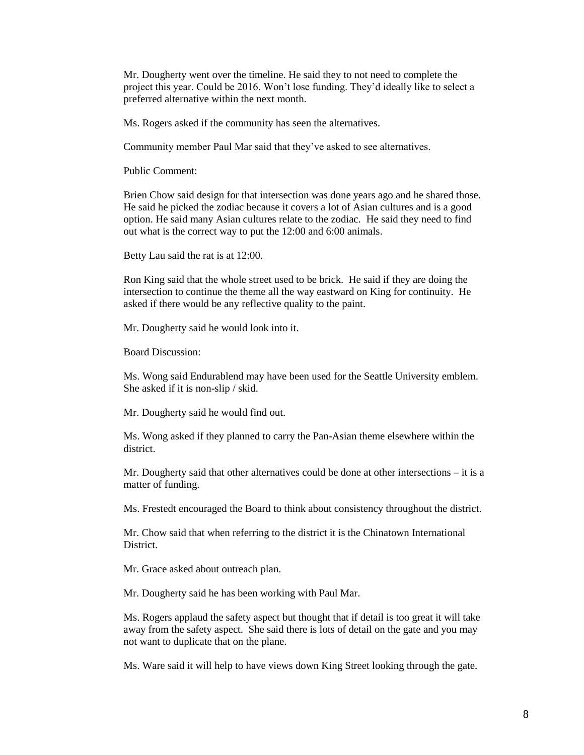Mr. Dougherty went over the timeline. He said they to not need to complete the project this year. Could be 2016. Won't lose funding. They'd ideally like to select a preferred alternative within the next month.

Ms. Rogers asked if the community has seen the alternatives.

Community member Paul Mar said that they've asked to see alternatives.

Public Comment:

Brien Chow said design for that intersection was done years ago and he shared those. He said he picked the zodiac because it covers a lot of Asian cultures and is a good option. He said many Asian cultures relate to the zodiac. He said they need to find out what is the correct way to put the 12:00 and 6:00 animals.

Betty Lau said the rat is at 12:00.

Ron King said that the whole street used to be brick. He said if they are doing the intersection to continue the theme all the way eastward on King for continuity. He asked if there would be any reflective quality to the paint.

Mr. Dougherty said he would look into it.

Board Discussion:

Ms. Wong said Endurablend may have been used for the Seattle University emblem. She asked if it is non-slip / skid.

Mr. Dougherty said he would find out.

Ms. Wong asked if they planned to carry the Pan-Asian theme elsewhere within the district.

Mr. Dougherty said that other alternatives could be done at other intersections – it is a matter of funding.

Ms. Frestedt encouraged the Board to think about consistency throughout the district.

Mr. Chow said that when referring to the district it is the Chinatown International District.

Mr. Grace asked about outreach plan.

Mr. Dougherty said he has been working with Paul Mar.

Ms. Rogers applaud the safety aspect but thought that if detail is too great it will take away from the safety aspect. She said there is lots of detail on the gate and you may not want to duplicate that on the plane.

Ms. Ware said it will help to have views down King Street looking through the gate.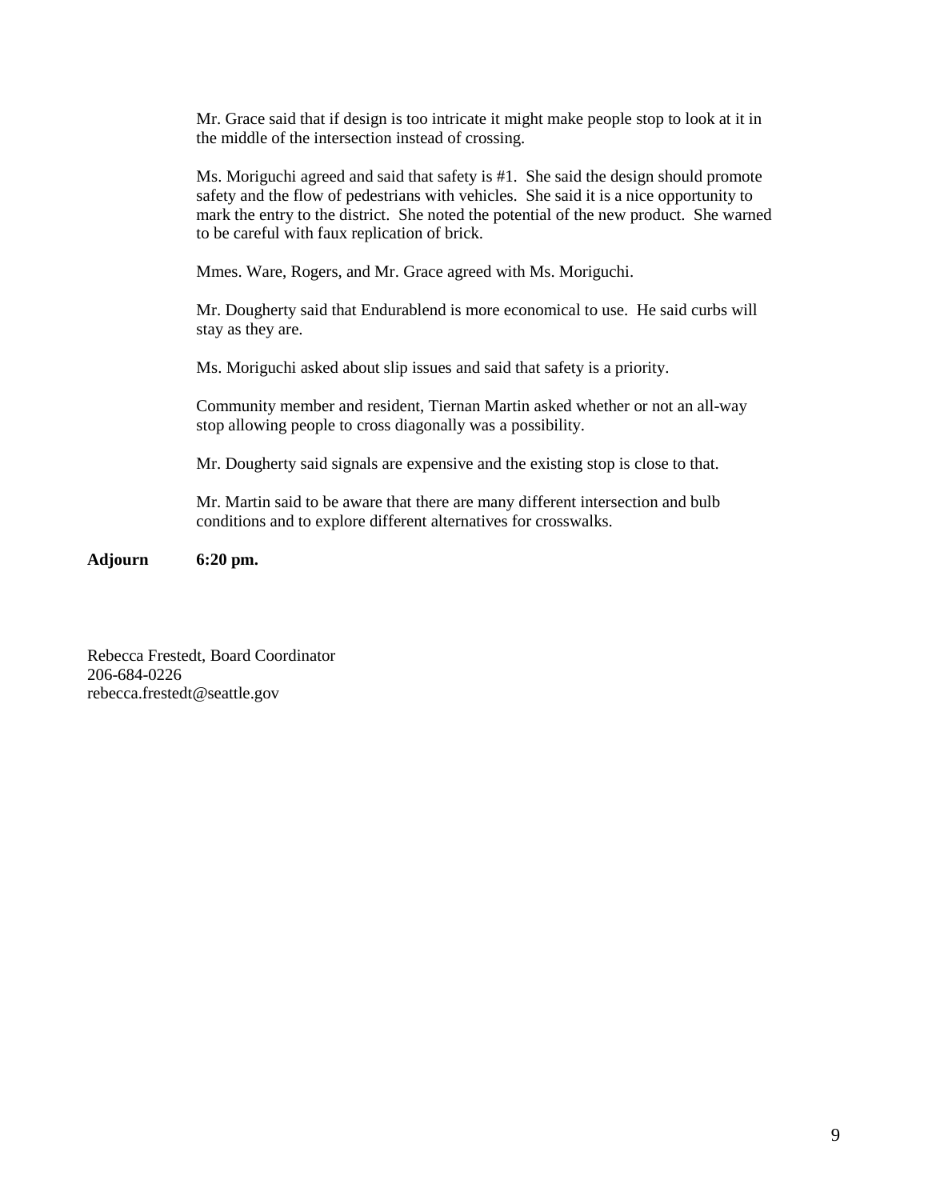Mr. Grace said that if design is too intricate it might make people stop to look at it in the middle of the intersection instead of crossing.

Ms. Moriguchi agreed and said that safety is #1. She said the design should promote safety and the flow of pedestrians with vehicles. She said it is a nice opportunity to mark the entry to the district. She noted the potential of the new product. She warned to be careful with faux replication of brick.

Mmes. Ware, Rogers, and Mr. Grace agreed with Ms. Moriguchi.

Mr. Dougherty said that Endurablend is more economical to use. He said curbs will stay as they are.

Ms. Moriguchi asked about slip issues and said that safety is a priority.

Community member and resident, Tiernan Martin asked whether or not an all-way stop allowing people to cross diagonally was a possibility.

Mr. Dougherty said signals are expensive and the existing stop is close to that.

Mr. Martin said to be aware that there are many different intersection and bulb conditions and to explore different alternatives for crosswalks.

**Adjourn** **6:20 pm.**

Rebecca Frestedt, Board Coordinator
206-684-0226
rebecca.frestedt@seattle.gov